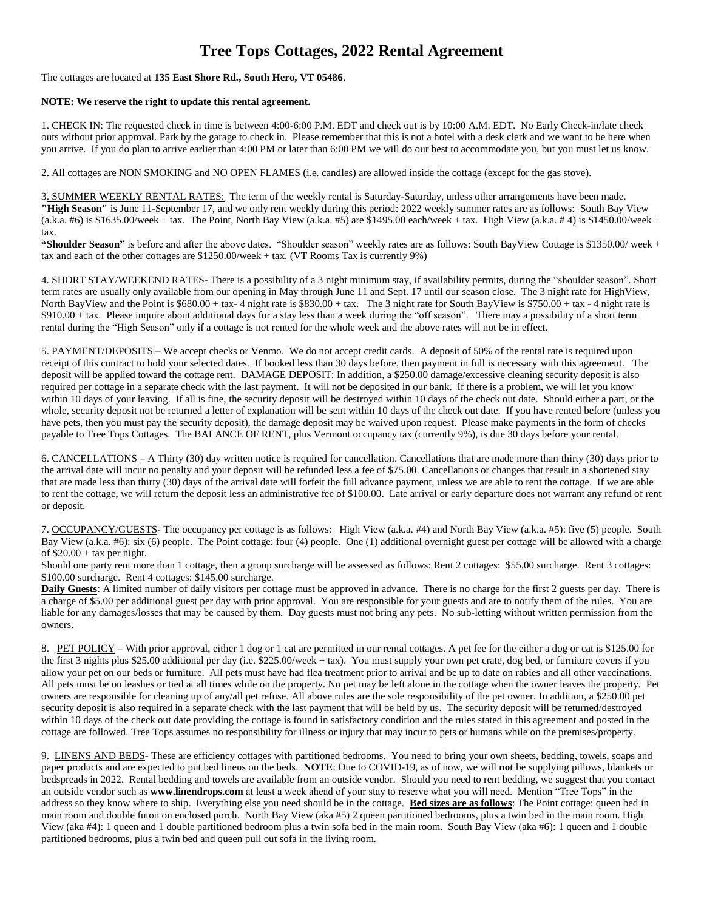# Tree Tops Cottages, 2022 Rental Agreement

The cottages are located at **135 East Shore Rd., South Hero, VT 05486**.

**NOTE: We reserve the right to update this rental agreement.**

1. CHECK IN: The requested check in time is between 4:00-6:00 P.M. EDT and check out is by 10:00 A.M. EDT. No Early Check-in/late check outs without prior approval. Park by the garage to check in. Please remember that this is not a hotel with a desk clerk and we want to be here when you arrive. If you do plan to arrive earlier than 4:00 PM or later than 6:00 PM we will do our best to accommodate you, but you must let us know.

2. All cottages are NON SMOKING and NO OPEN FLAMES (i.e. candles) are allowed inside the cottage (except for the gas stove).

3. SUMMER WEEKLY RENTAL RATES: The term of the weekly rental is Saturday-Saturday, unless other arrangements have been made. **"High Season"** is June 11-September 17, and we only rent weekly during this period: 2022 weekly summer rates are as follows: South Bay View (a.k.a. #6) is $1635.00/week + tax. The Point, North Bay View (a.k.a. #5) are $1495.00 each/week + tax. High View (a.k.a. # 4) is $1450.00/week + tax.
**"Shoulder Season"** is before and after the above dates. "Shoulder season" weekly rates are as follows: South BayView Cottage is $1350.00/ week + tax and each of the other cottages are $1250.00/week + tax. (VT Rooms Tax is currently 9%)

4. SHORT STAY/WEEKEND RATES- There is a possibility of a 3 night minimum stay, if availability permits, during the "shoulder season". Short term rates are usually only available from our opening in May through June 11 and Sept. 17 until our season close. The 3 night rate for HighView, North BayView and the Point is $680.00 + tax- 4 night rate is $830.00 + tax. The 3 night rate for South BayView is $750.00 + tax - 4 night rate is $910.00 + tax. Please inquire about additional days for a stay less than a week during the "off season". There may a possibility of a short term rental during the "High Season" only if a cottage is not rented for the whole week and the above rates will not be in effect.

5. PAYMENT/DEPOSITS – We accept checks or Venmo. We do not accept credit cards. A deposit of 50% of the rental rate is required upon receipt of this contract to hold your selected dates. If booked less than 30 days before, then payment in full is necessary with this agreement. The deposit will be applied toward the cottage rent. DAMAGE DEPOSIT: In addition, a $250.00 damage/excessive cleaning security deposit is also required per cottage in a separate check with the last payment. It will not be deposited in our bank. If there is a problem, we will let you know within 10 days of your leaving. If all is fine, the security deposit will be destroyed within 10 days of the check out date. Should either a part, or the whole, security deposit not be returned a letter of explanation will be sent within 10 days of the check out date. If you have rented before (unless you have pets, then you must pay the security deposit), the damage deposit may be waived upon request. Please make payments in the form of checks payable to Tree Tops Cottages. The BALANCE OF RENT, plus Vermont occupancy tax (currently 9%), is due 30 days before your rental.

6. CANCELLATIONS – A Thirty (30) day written notice is required for cancellation. Cancellations that are made more than thirty (30) days prior to the arrival date will incur no penalty and your deposit will be refunded less a fee of $75.00. Cancellations or changes that result in a shortened stay that are made less than thirty (30) days of the arrival date will forfeit the full advance payment, unless we are able to rent the cottage. If we are able to rent the cottage, we will return the deposit less an administrative fee of $100.00. Late arrival or early departure does not warrant any refund of rent or deposit.

7. OCCUPANCY/GUESTS- The occupancy per cottage is as follows: High View (a.k.a. #4) and North Bay View (a.k.a. #5): five (5) people. South Bay View (a.k.a. #6): six (6) people. The Point cottage: four (4) people. One (1) additional overnight guest per cottage will be allowed with a charge of $20.00 + tax per night.
Should one party rent more than 1 cottage, then a group surcharge will be assessed as follows: Rent 2 cottages: $55.00 surcharge. Rent 3 cottages: $100.00 surcharge. Rent 4 cottages: $145.00 surcharge.
**Daily Guests**: A limited number of daily visitors per cottage must be approved in advance. There is no charge for the first 2 guests per day. There is a charge of $5.00 per additional guest per day with prior approval. You are responsible for your guests and are to notify them of the rules. You are liable for any damages/losses that may be caused by them. Day guests must not bring any pets. No sub-letting without written permission from the owners.

8. PET POLICY – With prior approval, either 1 dog or 1 cat are permitted in our rental cottages. A pet fee for the either a dog or cat is $125.00 for the first 3 nights plus $25.00 additional per day (i.e. $225.00/week + tax). You must supply your own pet crate, dog bed, or furniture covers if you allow your pet on our beds or furniture. All pets must have had flea treatment prior to arrival and be up to date on rabies and all other vaccinations. All pets must be on leashes or tied at all times while on the property. No pet may be left alone in the cottage when the owner leaves the property. Pet owners are responsible for cleaning up of any/all pet refuse. All above rules are the sole responsibility of the pet owner. In addition, a $250.00 pet security deposit is also required in a separate check with the last payment that will be held by us. The security deposit will be returned/destroyed within 10 days of the check out date providing the cottage is found in satisfactory condition and the rules stated in this agreement and posted in the cottage are followed. Tree Tops assumes no responsibility for illness or injury that may incur to pets or humans while on the premises/property.

9. LINENS AND BEDS- These are efficiency cottages with partitioned bedrooms. You need to bring your own sheets, bedding, towels, soaps and paper products and are expected to put bed linens on the beds. **NOTE**: Due to COVID-19, as of now, we will **not** be supplying pillows, blankets or bedspreads in 2022. Rental bedding and towels are available from an outside vendor. Should you need to rent bedding, we suggest that you contact an outside vendor such as **www.linendrops.com** at least a week ahead of your stay to reserve what you will need. Mention "Tree Tops" in the address so they know where to ship. Everything else you need should be in the cottage. **Bed sizes are as follows**: The Point cottage: queen bed in main room and double futon on enclosed porch. North Bay View (aka #5) 2 queen partitioned bedrooms, plus a twin bed in the main room. High View (aka #4): 1 queen and 1 double partitioned bedroom plus a twin sofa bed in the main room. South Bay View (aka #6): 1 queen and 1 double partitioned bedrooms, plus a twin bed and queen pull out sofa in the living room.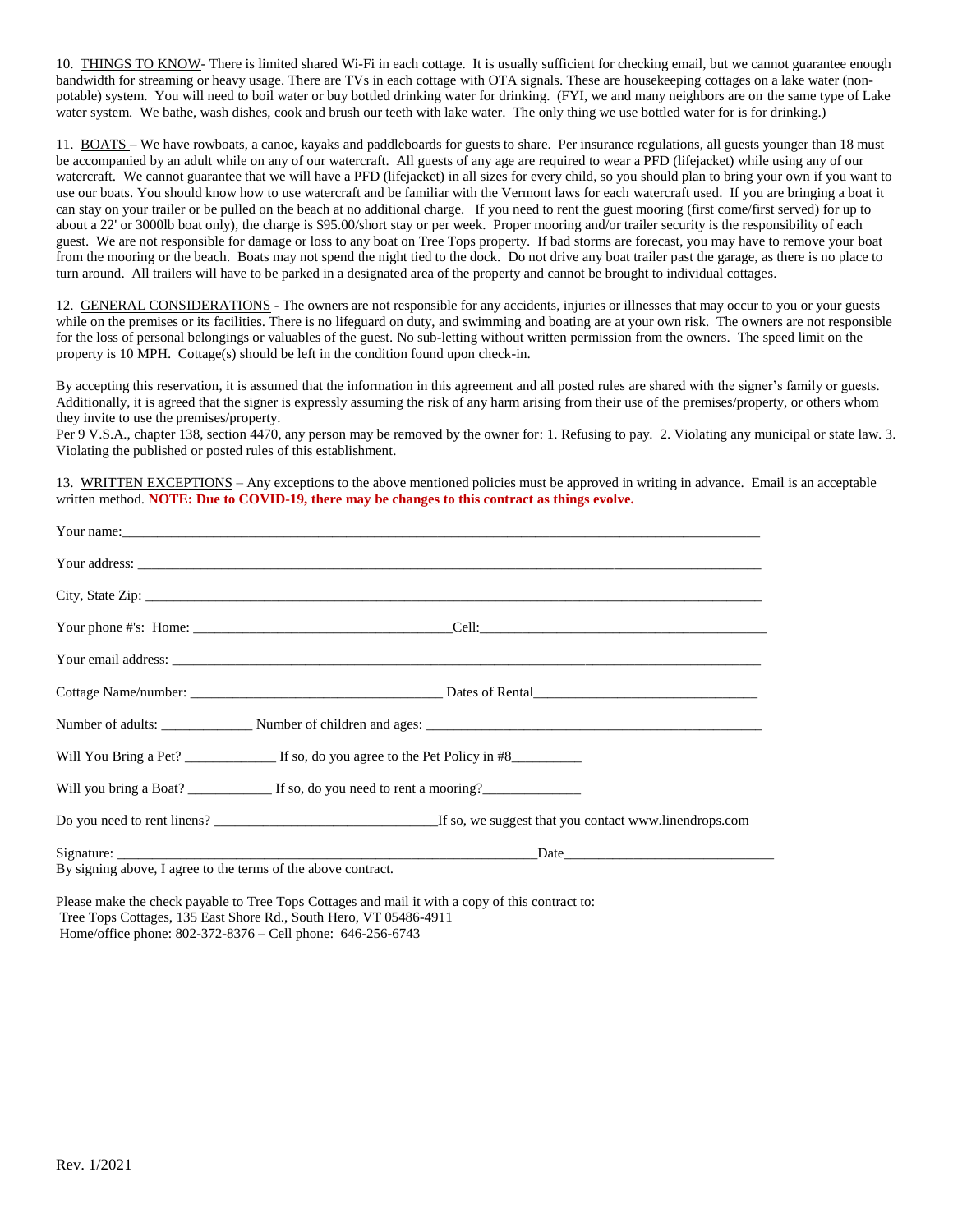10. <u>THINGS TO KNOW</u>- There is limited shared Wi-Fi in each cottage. It is usually sufficient for checking email, but we cannot guarantee enough bandwidth for streaming or heavy usage. There are TVs in each cottage with OTA signals. These are housekeeping cottages on a lake water (non-potable) system. You will need to boil water or buy bottled drinking water for drinking. (FYI, we and many neighbors are on the same type of Lake water system. We bathe, wash dishes, cook and brush our teeth with lake water. The only thing we use bottled water for is for drinking.)

11. <u>BOATS</u> – We have rowboats, a canoe, kayaks and paddleboards for guests to share. Per insurance regulations, all guests younger than 18 must be accompanied by an adult while on any of our watercraft. All guests of any age are required to wear a PFD (lifejacket) while using any of our watercraft. We cannot guarantee that we will have a PFD (lifejacket) in all sizes for every child, so you should plan to bring your own if you want to use our boats. You should know how to use watercraft and be familiar with the Vermont laws for each watercraft used. If you are bringing a boat it can stay on your trailer or be pulled on the beach at no additional charge. If you need to rent the guest mooring (first come/first served) for up to about a 22' or 3000lb boat only), the charge is $95.00/short stay or per week. Proper mooring and/or trailer security is the responsibility of each guest. We are not responsible for damage or loss to any boat on Tree Tops property. If bad storms are forecast, you may have to remove your boat from the mooring or the beach. Boats may not spend the night tied to the dock. Do not drive any boat trailer past the garage, as there is no place to turn around. All trailers will have to be parked in a designated area of the property and cannot be brought to individual cottages.

12. <u>GENERAL CONSIDERATIONS</u> - The owners are not responsible for any accidents, injuries or illnesses that may occur to you or your guests while on the premises or its facilities. There is no lifeguard on duty, and swimming and boating are at your own risk. The owners are not responsible for the loss of personal belongings or valuables of the guest. No sub-letting without written permission from the owners. The speed limit on the property is 10 MPH. Cottage(s) should be left in the condition found upon check-in.

By accepting this reservation, it is assumed that the information in this agreement and all posted rules are shared with the signer's family or guests. Additionally, it is agreed that the signer is expressly assuming the risk of any harm arising from their use of the premises/property, or others whom they invite to use the premises/property.
Per 9 V.S.A., chapter 138, section 4470, any person may be removed by the owner for: 1. Refusing to pay. 2. Violating any municipal or state law. 3. Violating the published or posted rules of this establishment.

13. <u>WRITTEN EXCEPTIONS</u> – Any exceptions to the above mentioned policies must be approved in writing in advance. Email is an acceptable written method. **NOTE: Due to COVID-19, there may be changes to this contract as things evolve.**

Your name:_______________________________________________

Your address: ______________________________________________

City, State Zip: _____________________________________________

Your phone #'s: Home: ____________________Cell:_____________________

Your email address: __________________________________________

Cottage Name/number: ____________________ Dates of Rental__________________

Number of adults: __________ Number of children and ages: ______________________

Will You Bring a Pet? __________ If so, do you agree to the Pet Policy in #8_________

Will you bring a Boat? __________ If so, do you need to rent a mooring?___________

Do you need to rent linens? ____________________If so, we suggest that you contact www.linendrops.com

Signature: ______________________________________Date____________________
By signing above, I agree to the terms of the above contract.

Please make the check payable to Tree Tops Cottages and mail it with a copy of this contract to:
Tree Tops Cottages, 135 East Shore Rd., South Hero, VT 05486-4911
Home/office phone: 802-372-8376 – Cell phone: 646-256-6743

Rev. 1/2021